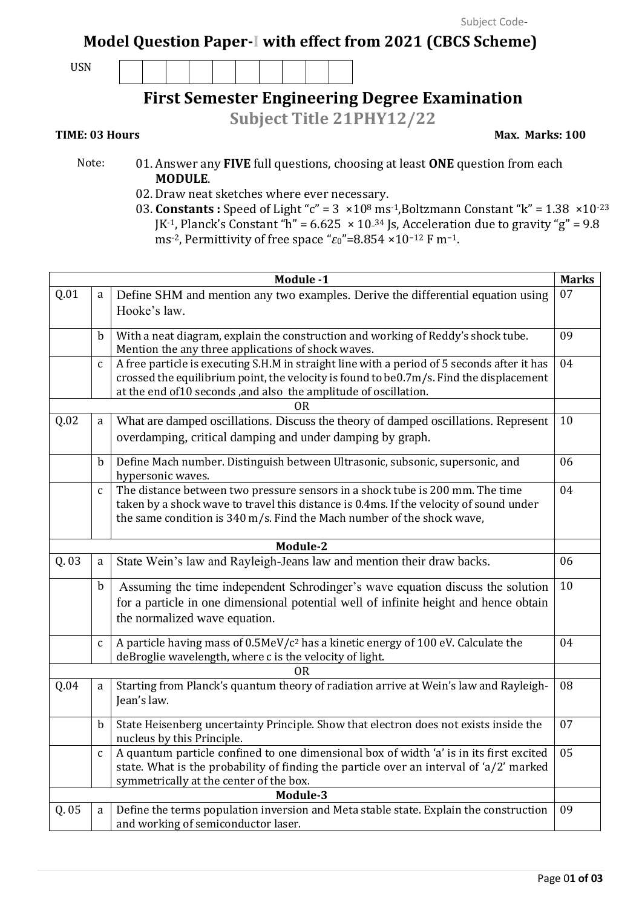Subject Code-

# Model Question Paper-I with effect from 2021 (CBCS Scheme)

USN | | | | | | | | | | |

## First Semester Engineering Degree Examination

### Subject Title 21PHY12/22

**TIME: 03 Hours** **Max. Marks: 100**

Note:
01. Answer any **FIVE** full questions, choosing at least **ONE** question from each **MODULE**.
02. Draw neat sketches where ever necessary.
03. **Constants :** Speed of Light "c" = 3 $\times 10^{8}$ $ms^{-1}$, Boltzmann Constant "k" = 1.38 $\times 10^{-23}$ $JK^{-1}$, Planck's Constant "h" = 6.625 $\times 10^{-34}$ Js, Acceleration due to gravity "g" = 9.8 $ms^{-2}$, Permittivity of free space "$\varepsilon_0$"=8.854 $\times 10^{-12}$ F $m^{-1}$.

| | | **Module -1** | **Marks** |
|---|---|---|---|
| Q.01 | a | Define SHM and mention any two examples. Derive the differential equation using Hooke's law. | 07 |
| | b | With a neat diagram, explain the construction and working of Reddy's shock tube. Mention the any three applications of shock waves. | 09 |
| | c | A free particle is executing S.H.M in straight line with a period of 5 seconds after it has crossed the equilibrium point, the velocity is found to be0.7m/s. Find the displacement at the end of10 seconds ,and also the amplitude of oscillation. | 04 |
| | | OR | |
| Q.02 | a | What are damped oscillations. Discuss the theory of damped oscillations. Represent overdamping, critical damping and under damping by graph. | 10 |
| | b | Define Mach number. Distinguish between Ultrasonic, subsonic, supersonic, and hypersonic waves. | 06 |
| | c | The distance between two pressure sensors in a shock tube is 200 mm. The time taken by a shock wave to travel this distance is 0.4ms. If the velocity of sound under the same condition is 340 m/s. Find the Mach number of the shock wave, | 04 |
| | | **Module-2** | |
| Q. 03 | a | State Wein's law and Rayleigh-Jeans law and mention their draw backs. | 06 |
| | b | Assuming the time independent Schrodinger's wave equation discuss the solution for a particle in one dimensional potential well of infinite height and hence obtain the normalized wave equation. | 10 |
| | c | A particle having mass of 0.5MeV/$c^2$ has a kinetic energy of 100 eV. Calculate the deBroglie wavelength, where c is the velocity of light. | 04 |
| | | OR | |
| Q.04 | a | Starting from Planck's quantum theory of radiation arrive at Wein's law and Rayleigh-Jean's law. | 08 |
| | b | State Heisenberg uncertainty Principle. Show that electron does not exists inside the nucleus by this Principle. | 07 |
| | c | A quantum particle confined to one dimensional box of width 'a' is in its first excited state. What is the probability of finding the particle over an interval of 'a/2' marked symmetrically at the center of the box. | 05 |
| | | **Module-3** | |
| Q. 05 | a | Define the terms population inversion and Meta stable state. Explain the construction and working of semiconductor laser. | 09 |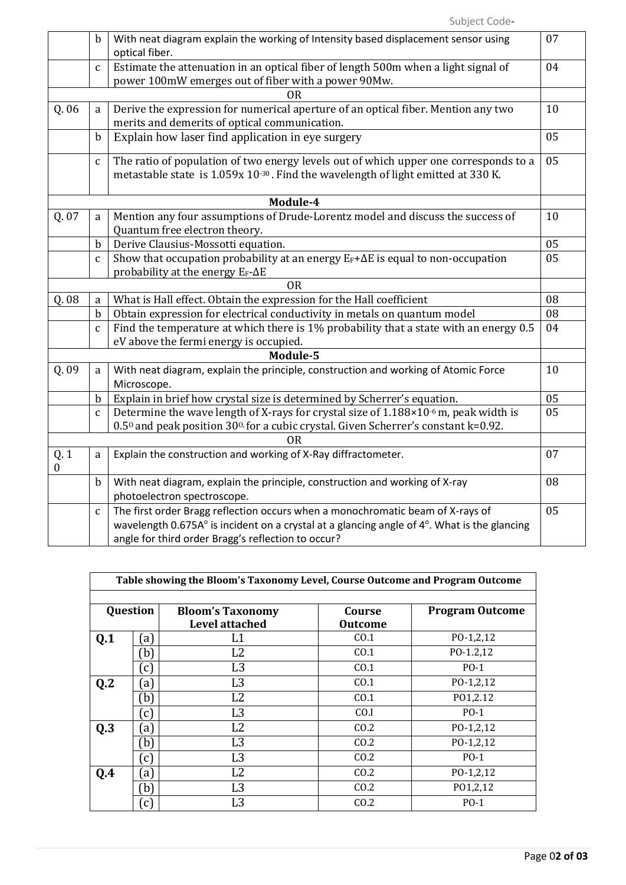| | | | |
|---|---|---|---|
| | b | With neat diagram explain the working of Intensity based displacement sensor using optical fiber. | 07 |
| | c | Estimate the attenuation in an optical fiber of length 500m when a light signal of power 100mW emerges out of fiber with a power 90Mw. | 04 |
| OR | | | |
| Q. 06 | a | Derive the expression for numerical aperture of an optical fiber. Mention any two merits and demerits of optical communication. | 10 |
| | b | Explain how laser find application in eye surgery | 05 |
| | c | The ratio of population of two energy levels out of which upper one corresponds to a metastable state is $1.059 \times 10^{-30}$. Find the wavelength of light emitted at 330 K. | 05 |
| **Module-4** | | | |
| Q. 07 | a | Mention any four assumptions of Drude-Lorentz model and discuss the success of Quantum free electron theory. | 10 |
| | b | Derive Clausius-Mossotti equation. | 05 |
| | c | Show that occupation probability at an energy $E_F+\Delta E$ is equal to non-occupation probability at the energy $E_F-\Delta E$ | 05 |
| OR | | | |
| Q. 08 | a | What is Hall effect. Obtain the expression for the Hall coefficient | 08 |
| | b | Obtain expression for electrical conductivity in metals on quantum model | 08 |
| | c | Find the temperature at which there is 1% probability that a state with an energy 0.5 eV above the fermi energy is occupied. | 04 |
| **Module-5** | | | |
| Q. 09 | a | With neat diagram, explain the principle, construction and working of Atomic Force Microscope. | 10 |
| | b | Explain in brief how crystal size is determined by Scherrer's equation. | 05 |
| | c | Determine the wave length of X-rays for crystal size of $1.188 \times 10^{-6}$ m, peak width is $0.5^0$ and peak position $30^0$, for a cubic crystal. Given Scherrer's constant k=0.92. | 05 |
| OR | | | |
| Q. 10 | a | Explain the construction and working of X-Ray diffractometer. | 07 |
| | b | With neat diagram, explain the principle, construction and working of X-ray photoelectron spectroscope. | 08 |
| | c | The first order Bragg reflection occurs when a monochromatic beam of X-rays of wavelength 0.675A° is incident on a crystal at a glancing angle of 4°. What is the glancing angle for third order Bragg's reflection to occur? | 05 |

**Table showing the Bloom's Taxonomy Level, Course Outcome and Program Outcome**

| Question | | Bloom's Taxonomy Level attached | Course Outcome | Program Outcome |
|---|---|---|---|---|
| **Q.1** | (a) | L1 | CO.1 | PO-1,2,12 |
| | (b) | L2 | CO.1 | PO-1.2,12 |
| | (c) | L3 | CO.1 | PO-1 |
| **Q.2** | (a) | L3 | CO.1 | PO-1,2,12 |
| | (b) | L2 | CO.1 | PO1,2.12 |
| | (c) | L3 | CO.I | PO-1 |
| **Q.3** | (a) | L2 | CO.2 | PO-1,2,12 |
| | (b) | L3 | CO.2 | PO-1,2,12 |
| | (c) | L3 | CO.2 | PO-1 |
| **Q.4** | (a) | L2 | CO.2 | PO-1,2,12 |
| | (b) | L3 | CO.2 | PO1,2,12 |
| | (c) | L3 | CO.2 | PO-1 |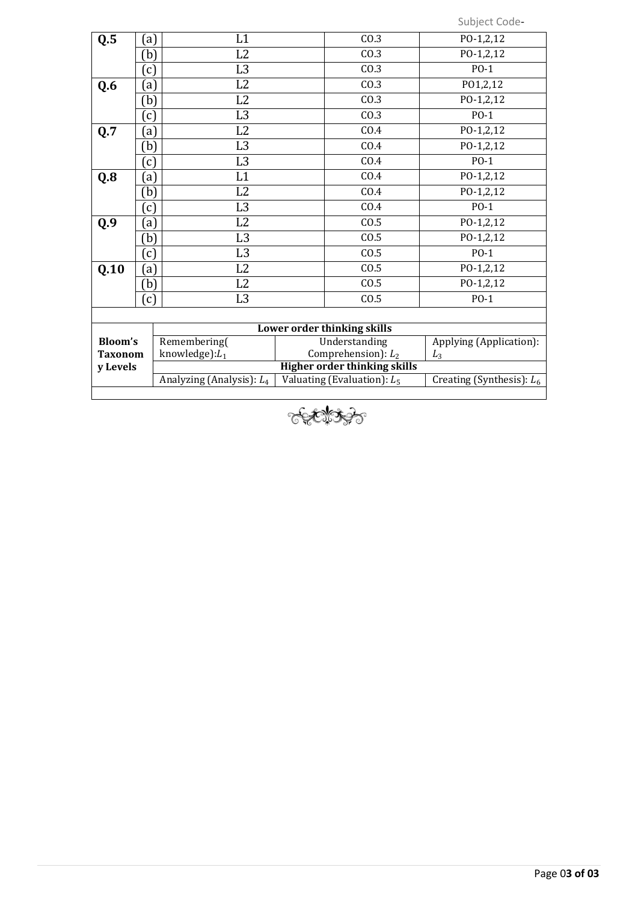| | | | | |
|---|---|---|---|---|
| **Q.5** | (a) | L1 | CO.3 | PO-1,2,12 |
| | (b) | L2 | CO.3 | PO-1,2,12 |
| | (c) | L3 | CO.3 | PO-1 |
| **Q.6** | (a) | L2 | CO.3 | PO1,2,12 |
| | (b) | L2 | CO.3 | PO-1,2,12 |
| | (c) | L3 | CO.3 | PO-1 |
| **Q.7** | (a) | L2 | CO.4 | PO-1,2,12 |
| | (b) | L3 | CO.4 | PO-1,2,12 |
| | (c) | L3 | CO.4 | PO-1 |
| **Q.8** | (a) | L1 | CO.4 | PO-1,2,12 |
| | (b) | L2 | CO.4 | PO-1,2,12 |
| | (c) | L3 | CO.4 | PO-1 |
| **Q.9** | (a) | L2 | CO.5 | PO-1,2,12 |
| | (b) | L3 | CO.5 | PO-1,2,12 |
| | (c) | L3 | CO.5 | PO-1 |
| **Q.10** | (a) | L2 | CO.5 | PO-1,2,12 |
| | (b) | L2 | CO.5 | PO-1,2,12 |
| | (c) | L3 | CO.5 | PO-1 |

| | | | |
|---|---|---|---|
| **Bloom's Taxonomy Levels** | **Lower order thinking skills** | | |
| | Remembering( knowledge): $L_1$ | Understanding Comprehension): $L_2$ | Applying (Application): $L_3$ |
| | **Higher order thinking skills** | | |
| | Analyzing (Analysis): $L_4$ | Valuating (Evaluation): $L_5$ | Creating (Synthesis): $L_6$ |